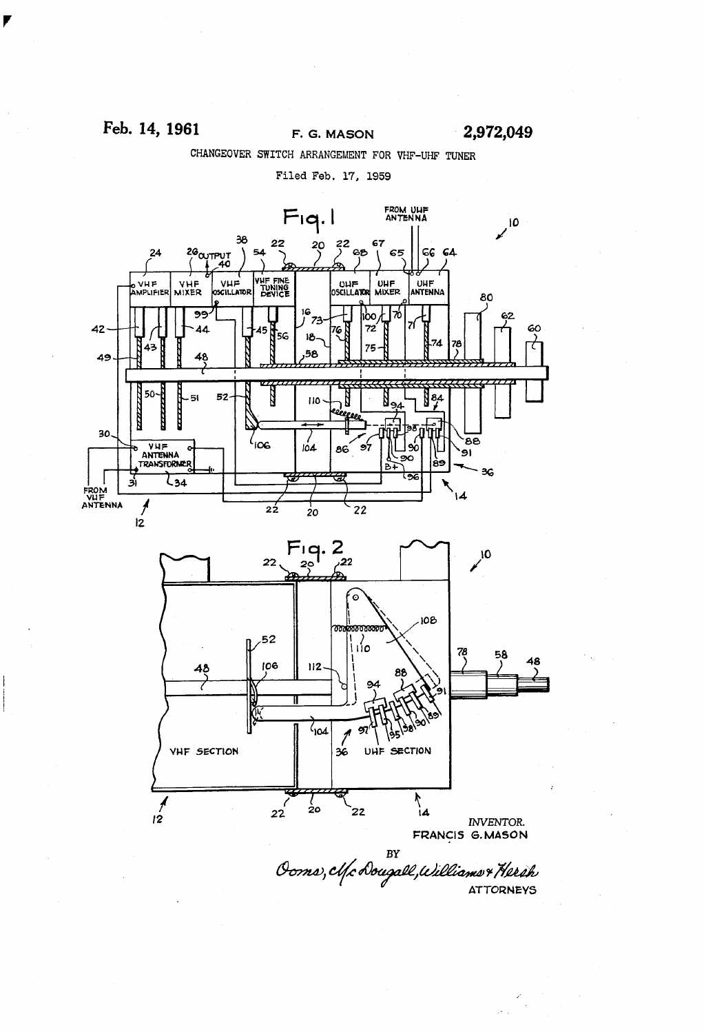Feb. 14, 1961

F. G. MASON

2,972,049

CHANGEOVER SWITCH ARRANGEMENT FOR VHF-UHF TUNER

Filed Feb. 17, 1959

Fig. 1

Fig. 2

INVENTOR.
FRANCIS G. MASON

BY

Ooms, McDougall, Williams & Hersh

ATTORNEYS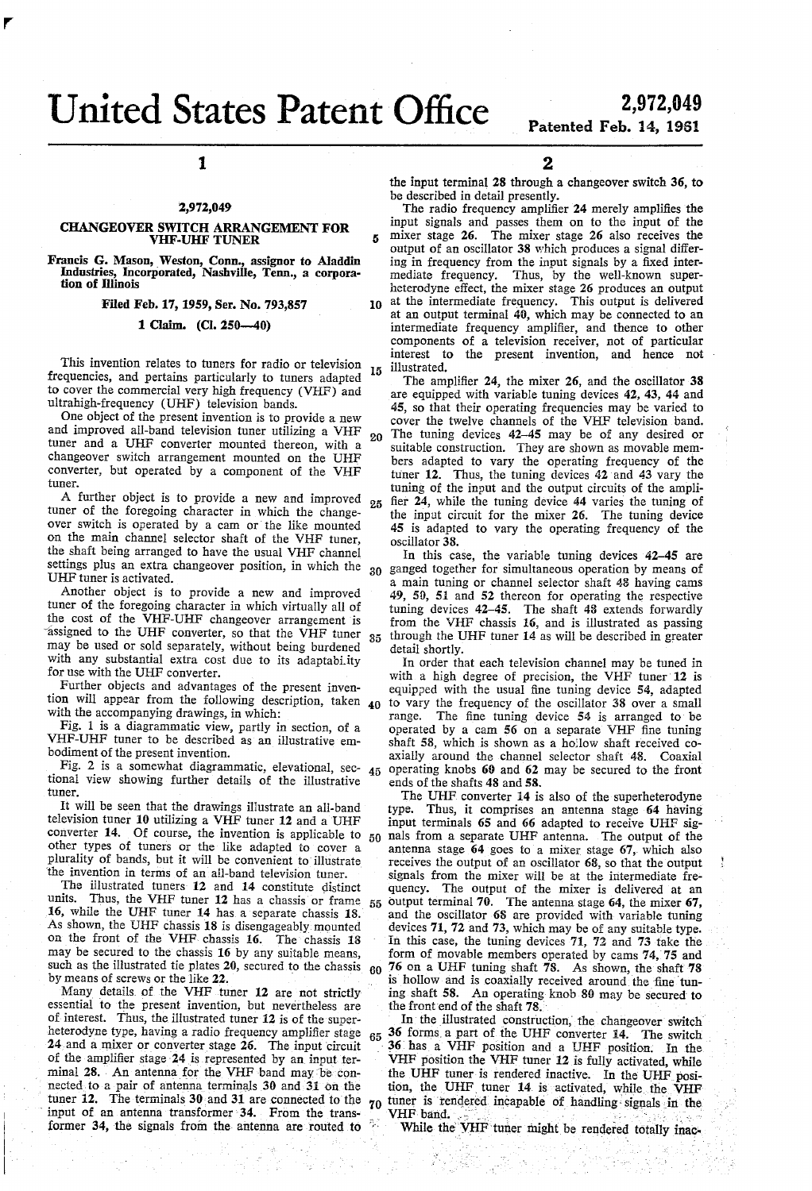# United States Patent Office

**2,972,049**

**Patented Feb. 14, 1961**

## 2,972,049

## CHANGEOVER SWITCH ARRANGEMENT FOR VHF-UHF TUNER

Francis G. Mason, Weston, Conn., assignor to Aladdin Industries, Incorporated, Nashville, Tenn., a corporation of Illinois

Filed Feb. 17, 1959, Ser. No. 793,857

1 Claim. (Cl. 250—40)

This invention relates to tuners for radio or television frequencies, and pertains particularly to tuners adapted to cover the commercial very high frequency (VHF) and ultrahigh-frequency (UHF) television bands.

One object of the present invention is to provide a new and improved all-band television tuner utilizing a VHF tuner and a UHF converter mounted thereon, with a changeover switch arrangement mounted on the UHF converter, but operated by a component of the VHF tuner.

A further object is to provide a new and improved tuner of the foregoing character in which the changeover switch is operated by a cam or the like mounted on the main channel selector shaft of the VHF tuner, the shaft being arranged to have the usual VHF channel settings plus an extra changeover position, in which the UHF tuner is activated.

Another object is to provide a new and improved tuner of the foregoing character in which virtually all of the cost of the VHF-UHF changeover arrangement is assigned to the UHF converter, so that the VHF tuner may be used or sold separately, without being burdened with any substantial extra cost due to its adaptability for use with the UHF converter.

Further objects and advantages of the present invention will appear from the following description, taken with the accompanying drawings, in which:

Fig. 1 is a diagrammatic view, partly in section, of a VHF-UHF tuner to be described as an illustrative embodiment of the present invention.

Fig. 2 is a somewhat diagrammatic, elevational, sectional view showing further details of the illustrative tuner.

It will be seen that the drawings illustrate an all-band television tuner 10 utilizing a VHF tuner 12 and a UHF converter 14. Of course, the invention is applicable to other types of tuners or the like adapted to cover a plurality of bands, but it will be convenient to illustrate the invention in terms of an all-band television tuner.

The illustrated tuners 12 and 14 constitute distinct units. Thus, the VHF tuner 12 has a chassis or frame 16, while the UHF tuner 14 has a separate chassis 18. As shown, the UHF chassis 18 is disengageably mounted on the front of the VHF chassis 16. The chassis 18 may be secured to the chassis 16 by any suitable means, such as the illustrated tie plates 20, secured to the chassis by means of screws or the like 22.

Many details of the VHF tuner 12 are not strictly essential to the present invention, but nevertheless are of interest. Thus, the illustrated tuner 12 is of the superheterodyne type, having a radio frequency amplifier stage 24 and a mixer or converter stage 26. The input circuit of the amplifier stage 24 is represented by an input terminal 28. An antenna for the VHF band may be connected to a pair of antenna terminals 30 and 31 on the tuner 12. The terminals 30 and 31 are connected to the input of an antenna transformer 34. From the transformer 34, the signals from the antenna are routed to the input terminal 28 through a changeover switch 36, to be described in detail presently.

The radio frequency amplifier 24 merely amplifies the input signals and passes them on to the input of the mixer stage 26. The mixer stage 26 also receives the output of an oscillator 38 which produces a signal differing in frequency from the input signals by a fixed intermediate frequency. Thus, by the well-known superheterodyne effect, the mixer stage 26 produces an output at the intermediate frequency. This output is delivered at an output terminal 40, which may be connected to an intermediate frequency amplifier, and thence to other components of a television receiver, not of particular interest to the present invention, and hence not illustrated.

The amplifier 24, the mixer 26, and the oscillator 38 are equipped with variable tuning devices 42, 43, 44 and 45, so that their operating frequencies may be varied to cover the twelve channels of the VHF television band. The tuning devices 42–45 may be of any desired or suitable construction. They are shown as movable members adapted to vary the operating frequency of the tuner 12. Thus, the tuning devices 42 and 43 vary the tuning of the input and the output circuits of the amplifier 24, while the tuning device 44 varies the tuning of the input circuit for the mixer 26. The tuning device 45 is adapted to vary the operating frequency of the oscillator 38.

In this case, the variable tuning devices 42–45 are ganged together for simultaneous operation by means of a main tuning or channel selector shaft 48 having cams 49, 50, 51 and 52 thereon for operating the respective tuning devices 42–45. The shaft 48 extends forwardly from the VHF chassis 16, and is illustrated as passing through the UHF tuner 14 as will be described in greater detail shortly.

In order that each television channel may be tuned in with a high degree of precision, the VHF tuner 12 is equipped with the usual fine tuning device 54, adapted to vary the frequency of the oscillator 38 over a small range. The fine tuning device 54 is arranged to be operated by a cam 56 on a separate VHF fine tuning shaft 58, which is shown as a hollow shaft received coaxially around the channel selector shaft 48. Coaxial operating knobs 60 and 62 may be secured to the front ends of the shafts 48 and 58.

The UHF converter 14 is also of the superheterodyne type. Thus, it comprises an antenna stage 64 having input terminals 65 and 66 adapted to receive UHF signals from a separate UHF antenna. The output of the antenna stage 64 goes to a mixer stage 67, which also receives the output of an oscillator 68, so that the output signals from the mixer will be at the intermediate frequency. The output of the mixer is delivered at an output terminal 70. The antenna stage 64, the mixer 67, and the oscillator 68 are provided with variable tuning devices 71, 72 and 73, which may be of any suitable type. In this case, the tuning devices 71, 72 and 73 take the form of movable members operated by cams 74, 75 and 76 on a UHF tuning shaft 78. As shown, the shaft 78 is hollow and is coaxially received around the fine tuning shaft 58. An operating knob 80 may be secured to the front end of the shaft 78.

In the illustrated construction, the changeover switch 36 forms a part of the UHF converter 14. The switch 36 has a VHF position and a UHF position. In the VHF position the VHF tuner 12 is fully activated, while the UHF tuner is rendered inactive. In the UHF position, the UHF tuner 14 is activated, while the VHF tuner is rendered incapable of handling signals in the VHF band.

While the VHF tuner might be rendered totally inac-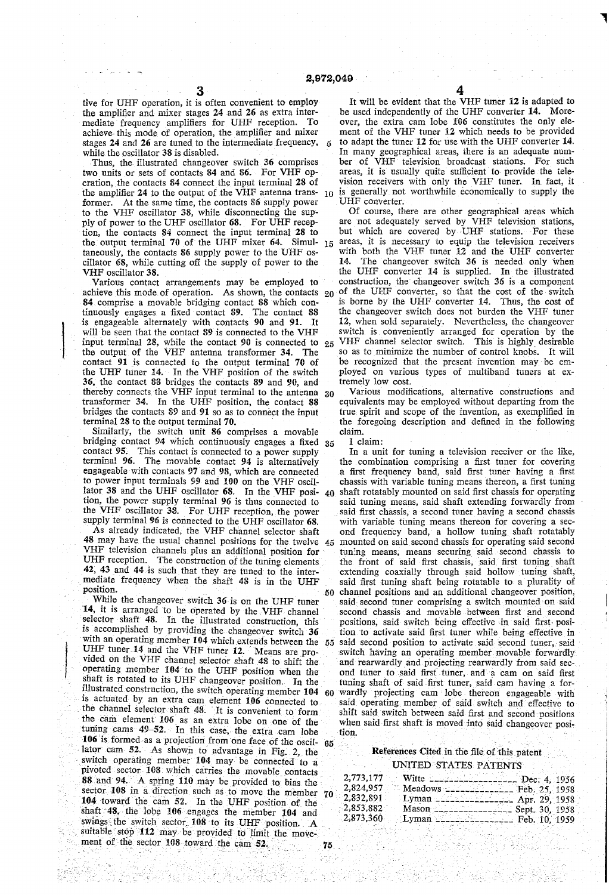tive for UHF operation, it is often convenient to employ the amplifier and mixer stages 24 and 26 as extra intermediate frequency amplifiers for UHF reception. To achieve this mode of operation, the amplifier and mixer stages 24 and 26 are tuned to the intermediate frequency, while the oscillator 38 is disabled.

Thus, the illustrated changeover switch 36 comprises two units or sets of contacts 84 and 86. For VHF operation, the contacts 84 connect the input terminal 28 of the amplifier 24 to the output of the VHF antenna transformer. At the same time, the contacts 86 supply power to the VHF oscillator 38, while disconnecting the supply of power to the UHF oscillator 68. For UHF reception, the contacts 84 connect the input terminal 28 to the output terminal 70 of the UHF mixer 64. Simultaneously, the contacts 86 supply power to the UHF oscillator 68, while cutting off the supply of power to the VHF oscillator 38.

Various contact arrangements may be employed to achieve this mode of operation. As shown, the contacts 84 comprise a movable bridging contact 88 which continuously engages a fixed contact 89. The contact 88 is engageable alternately with contacts 90 and 91. It will be seen that the contact 89 is connected to the VHF input terminal 28, while the contact 90 is connected to the output of the VHF antenna transformer 34. The contact 91 is connected to the output terminal 70 of the UHF tuner 14. In the VHF position of the switch 36, the contact 88 bridges the contacts 89 and 90, and thereby connects the VHF input terminal to the antenna transformer 34. In the UHF position, the contact 88 bridges the contacts 89 and 91 so as to connect the input terminal 28 to the output terminal 70.

Similarly, the switch unit 86 comprises a movable bridging contact 94 which continuously engages a fixed contact 95. This contact is connected to a power supply terminal 96. The movable contact 94 is alternatively engageable with contacts 97 and 98, which are connected to power input terminals 99 and 100 on the VHF oscillator 38 and the UHF oscillator 68. In the VHF position, the power supply terminal 96 is thus connected to the VHF oscillator 38. For UHF reception, the power supply terminal 96 is connected to the UHF oscillator 68.

As already indicated, the VHF channel selector shaft 48 may have the usual channel positions for the twelve VHF television channels plus an additional position for UHF reception. The construction of the tuning elements 42, 43 and 44 is such that they are tuned to the intermediate frequency when the shaft 48 is in the UHF position.

While the changeover switch 36 is on the UHF tuner 14, it is arranged to be operated by the VHF channel selector shaft 48. In the illustrated construction, this is accomplished by providing the changeover switch 36 with an operating member 104 which extends between the UHF tuner 14 and the VHF tuner 12. Means are provided on the VHF channel selector shaft 48 to shift the operating member 104 to the UHF position when the shaft is rotated to its UHF changeover position. In the illustrated construction, the switch operating member 104 is actuated by an extra cam element 106 connected to the channel selector shaft 48. It is convenient to form the cam element 106 as an extra lobe on one of the tuning cams 49–52. In this case, the extra cam lobe 106 is formed as a projection from one face of the oscillator cam 52. As shown to advantage in Fig. 2, the switch operating member 104 may be connected to a pivoted sector 108 which carries the movable contacts 88 and 94. A spring 110 may be provided to bias the sector 108 in a direction such as to move the member 104 toward the cam 52. In the UHF position of the shaft 48, the lobe 106 engages the member 104 and swings the switch sector 108 to its UHF position. A suitable stop 112 may be provided to limit the movement of the sector 108 toward the cam 52.

It will be evident that the VHF tuner 12 is adapted to be used independently of the UHF converter 14. Moreover, the extra cam lobe 106 constitutes the only element of the VHF tuner 12 which needs to be provided to adapt the tuner 12 for use with the UHF converter 14. In many geographical areas, there is an adequate number of VHF television broadcast stations. For such areas, it is usually quite sufficient to provide the television receivers with only the VHF tuner. In fact, it is generally not worthwhile economically to supply the UHF converter.

Of course, there are other geographical areas which are not adequately served by VHF television stations, but which are covered by UHF stations. For these areas, it is necessary to equip the television receivers with both the VHF tuner 12 and the UHF converter 14. The changeover switch 36 is needed only when the UHF converter 14 is supplied. In the illustrated construction, the changeover switch 36 is a component of the UHF converter, so that the cost of the switch is borne by the UHF converter 14. Thus, the cost of the changeover switch does not burden the VHF tuner 12, when sold separately. Nevertheless, the changeover switch is conveniently arranged for operation by the VHF channel selector switch. This is highly desirable so as to minimize the number of control knobs. It will be recognized that the present invention may be employed on various types of multiband tuners at extremely low cost.

Various modifications, alternative constructions and equivalents may be employed without departing from the true spirit and scope of the invention, as exemplified in the foregoing description and defined in the following claim.

I claim:

In a unit for tuning a television receiver or the like, the combination comprising a first tuner for covering a first frequency band, said first tuner having a first chassis with variable tuning means thereon, a first tuning shaft rotatably mounted on said first chassis for operating said tuning means, said shaft extending forwardly from said first chassis, a second tuner having a second chassis with variable tuning means thereon for covering a second frequency band, a hollow tuning shaft rotatably mounted on said second chassis for operating said second tuning means, means securing said second chassis to the front of said first chassis, said first tuning shaft extending coaxially through said hollow tuning shaft, said first tuning shaft being rotatable to a plurality of channel positions and an additional changeover position, said second tuner comprising a switch mounted on said second chassis and movable between first and second positions, said switch being effective in said first position to activate said first tuner while being effective in said second position to activate said second tuner, said switch having an operating member movable forwardly and rearwardly and projecting rearwardly from said second tuner to said first tuner, and a cam on said first tuning shaft of said first tuner, said cam having a forwardly projecting cam lobe thereon engageable with said operating member of said switch and effective to shift said switch between said first and second positions when said first shaft is moved into said changeover position.

## References Cited in the file of this patent

UNITED STATES PATENTS

| | | |
|---|---|---|
| 2,773,177 | Witte | Dec. 4, 1956 |
| 2,824,957 | Meadows | Feb. 25, 1958 |
| 2,832,891 | Lyman | Apr. 29, 1958 |
| 2,853,882 | Mason | Sept. 30, 1958 |
| 2,873,360 | Lyman | Feb. 10, 1959 |